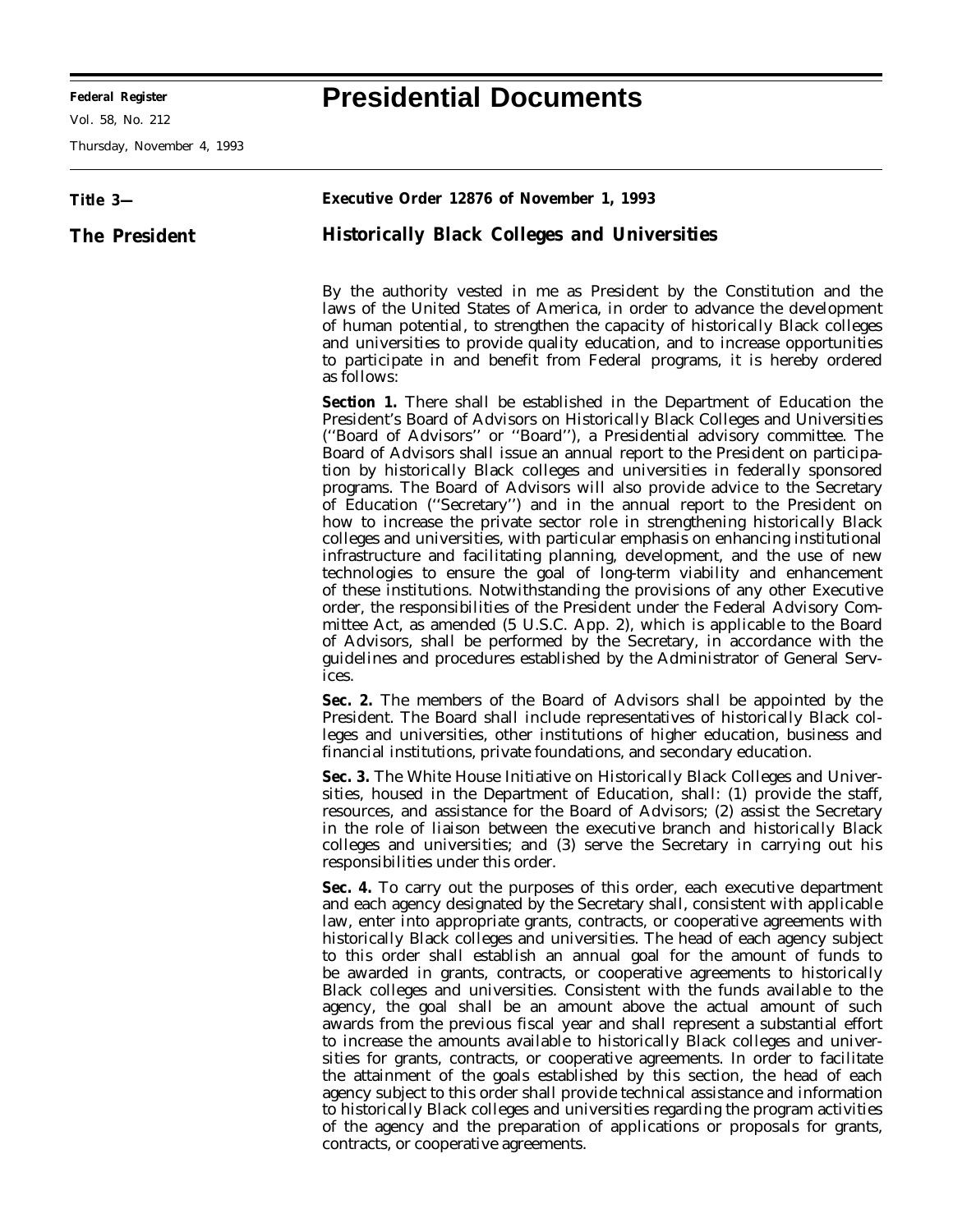# Presidential Documents

**Title 3—**

**The President**

**Executive Order 12876 of November 1, 1993**

## Historically Black Colleges and Universities

By the authority vested in me as President by the Constitution and the laws of the United States of America, in order to advance the development of human potential, to strengthen the capacity of historically Black colleges and universities to provide quality education, and to increase opportunities to participate in and benefit from Federal programs, it is hereby ordered as follows:

**Section 1.** There shall be established in the Department of Education the President's Board of Advisors on Historically Black Colleges and Universities (''Board of Advisors'' or ''Board''), a Presidential advisory committee. The Board of Advisors shall issue an annual report to the President on participation by historically Black colleges and universities in federally sponsored programs. The Board of Advisors will also provide advice to the Secretary of Education (''Secretary'') and in the annual report to the President on how to increase the private sector role in strengthening historically Black colleges and universities, with particular emphasis on enhancing institutional infrastructure and facilitating planning, development, and the use of new technologies to ensure the goal of long-term viability and enhancement of these institutions. Notwithstanding the provisions of any other Executive order, the responsibilities of the President under the Federal Advisory Committee Act, as amended (5 U.S.C. App. 2), which is applicable to the Board of Advisors, shall be performed by the Secretary, in accordance with the guidelines and procedures established by the Administrator of General Services.

**Sec. 2.** The members of the Board of Advisors shall be appointed by the President. The Board shall include representatives of historically Black colleges and universities, other institutions of higher education, business and financial institutions, private foundations, and secondary education.

**Sec. 3.** The White House Initiative on Historically Black Colleges and Universities, housed in the Department of Education, shall: (1) provide the staff, resources, and assistance for the Board of Advisors; (2) assist the Secretary in the role of liaison between the executive branch and historically Black colleges and universities; and (3) serve the Secretary in carrying out his responsibilities under this order.

**Sec. 4.** To carry out the purposes of this order, each executive department and each agency designated by the Secretary shall, consistent with applicable law, enter into appropriate grants, contracts, or cooperative agreements with historically Black colleges and universities. The head of each agency subject to this order shall establish an annual goal for the amount of funds to be awarded in grants, contracts, or cooperative agreements to historically Black colleges and universities. Consistent with the funds available to the agency, the goal shall be an amount above the actual amount of such awards from the previous fiscal year and shall represent a substantial effort to increase the amounts available to historically Black colleges and universities for grants, contracts, or cooperative agreements. In order to facilitate the attainment of the goals established by this section, the head of each agency subject to this order shall provide technical assistance and information to historically Black colleges and universities regarding the program activities of the agency and the preparation of applications or proposals for grants, contracts, or cooperative agreements.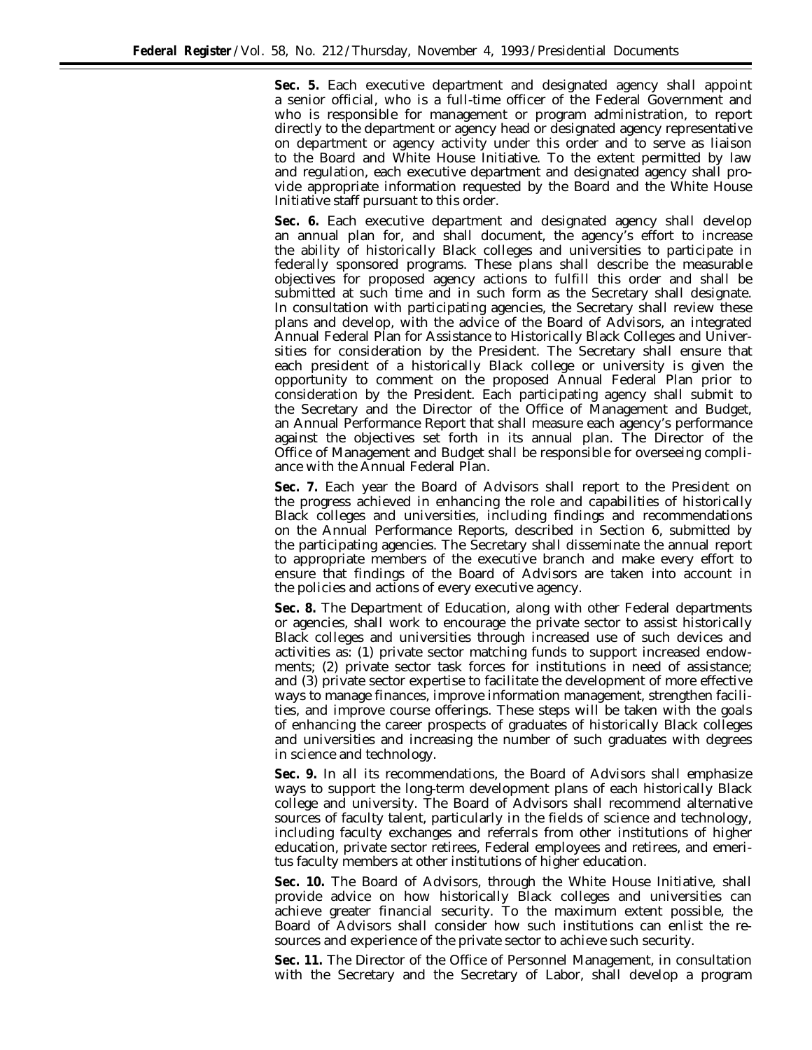**Sec. 5.** Each executive department and designated agency shall appoint a senior official, who is a full-time officer of the Federal Government and who is responsible for management or program administration, to report directly to the department or agency head or designated agency representative on department or agency activity under this order and to serve as liaison to the Board and White House Initiative. To the extent permitted by law and regulation, each executive department and designated agency shall provide appropriate information requested by the Board and the White House Initiative staff pursuant to this order.

**Sec. 6.** Each executive department and designated agency shall develop an annual plan for, and shall document, the agency's effort to increase the ability of historically Black colleges and universities to participate in federally sponsored programs. These plans shall describe the measurable objectives for proposed agency actions to fulfill this order and shall be submitted at such time and in such form as the Secretary shall designate. In consultation with participating agencies, the Secretary shall review these plans and develop, with the advice of the Board of Advisors, an integrated Annual Federal Plan for Assistance to Historically Black Colleges and Universities for consideration by the President. The Secretary shall ensure that each president of a historically Black college or university is given the opportunity to comment on the proposed Annual Federal Plan prior to consideration by the President. Each participating agency shall submit to the Secretary and the Director of the Office of Management and Budget, an Annual Performance Report that shall measure each agency's performance against the objectives set forth in its annual plan. The Director of the Office of Management and Budget shall be responsible for overseeing compliance with the Annual Federal Plan.

**Sec. 7.** Each year the Board of Advisors shall report to the President on the progress achieved in enhancing the role and capabilities of historically Black colleges and universities, including findings and recommendations on the Annual Performance Reports, described in Section 6, submitted by the participating agencies. The Secretary shall disseminate the annual report to appropriate members of the executive branch and make every effort to ensure that findings of the Board of Advisors are taken into account in the policies and actions of every executive agency.

**Sec. 8.** The Department of Education, along with other Federal departments or agencies, shall work to encourage the private sector to assist historically Black colleges and universities through increased use of such devices and activities as: (1) private sector matching funds to support increased endowments; (2) private sector task forces for institutions in need of assistance; and (3) private sector expertise to facilitate the development of more effective ways to manage finances, improve information management, strengthen facilities, and improve course offerings. These steps will be taken with the goals of enhancing the career prospects of graduates of historically Black colleges and universities and increasing the number of such graduates with degrees in science and technology.

**Sec. 9.** In all its recommendations, the Board of Advisors shall emphasize ways to support the long-term development plans of each historically Black college and university. The Board of Advisors shall recommend alternative sources of faculty talent, particularly in the fields of science and technology, including faculty exchanges and referrals from other institutions of higher education, private sector retirees, Federal employees and retirees, and emeritus faculty members at other institutions of higher education.

**Sec. 10.** The Board of Advisors, through the White House Initiative, shall provide advice on how historically Black colleges and universities can achieve greater financial security. To the maximum extent possible, the Board of Advisors shall consider how such institutions can enlist the resources and experience of the private sector to achieve such security.

**Sec. 11.** The Director of the Office of Personnel Management, in consultation with the Secretary and the Secretary of Labor, shall develop a program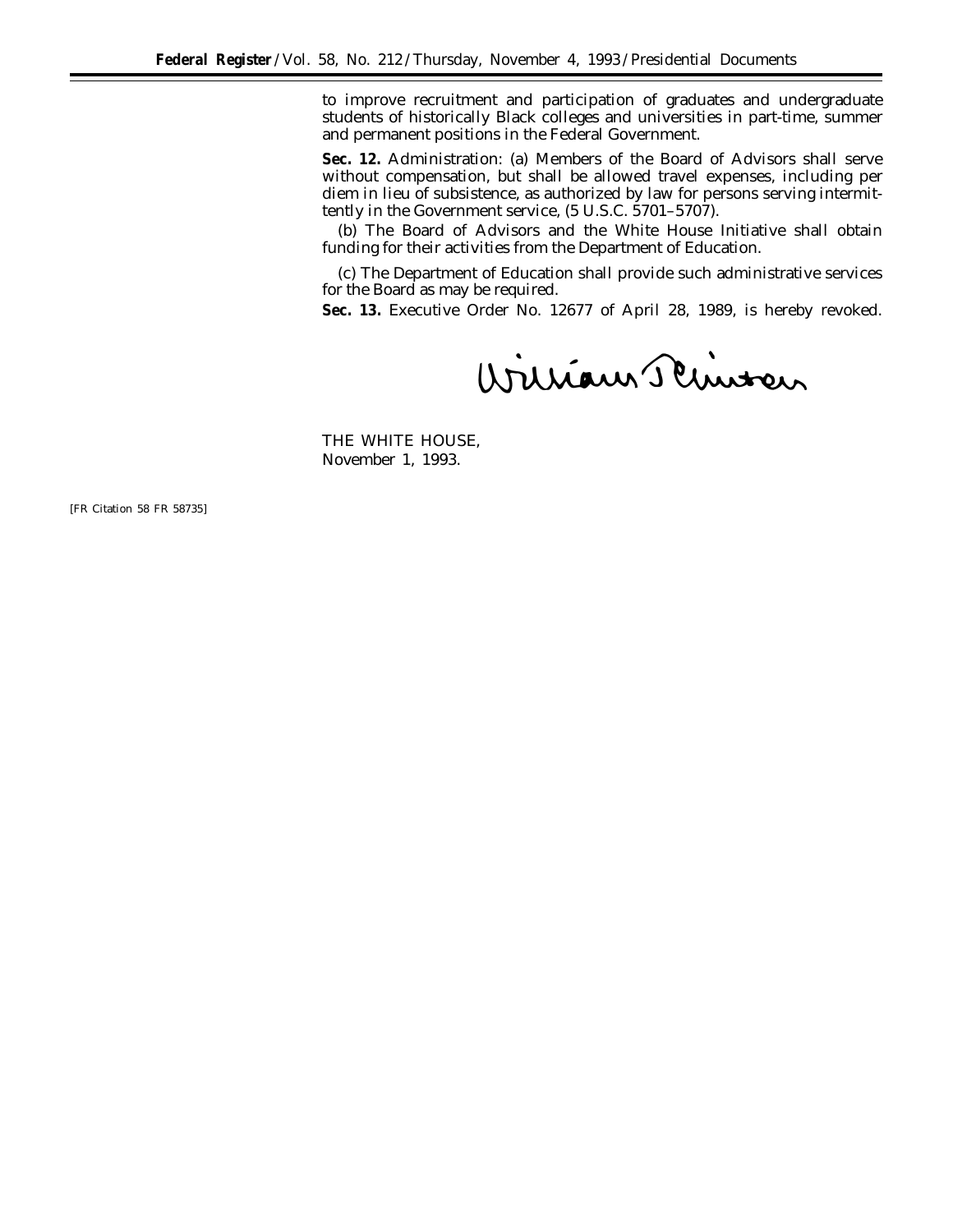to improve recruitment and participation of graduates and undergraduate students of historically Black colleges and universities in part-time, summer and permanent positions in the Federal Government.

**Sec. 12.** Administration: (a) Members of the Board of Advisors shall serve without compensation, but shall be allowed travel expenses, including per diem in lieu of subsistence, as authorized by law for persons serving intermittently in the Government service, (5 U.S.C. 5701–5707).

(b) The Board of Advisors and the White House Initiative shall obtain funding for their activities from the Department of Education.

(c) The Department of Education shall provide such administrative services for the Board as may be required.

**Sec. 13.** Executive Order No. 12677 of April 28, 1989, is hereby revoked.

THE WHITE HOUSE,
November 1, 1993.

[FR Citation 58 FR 58735]